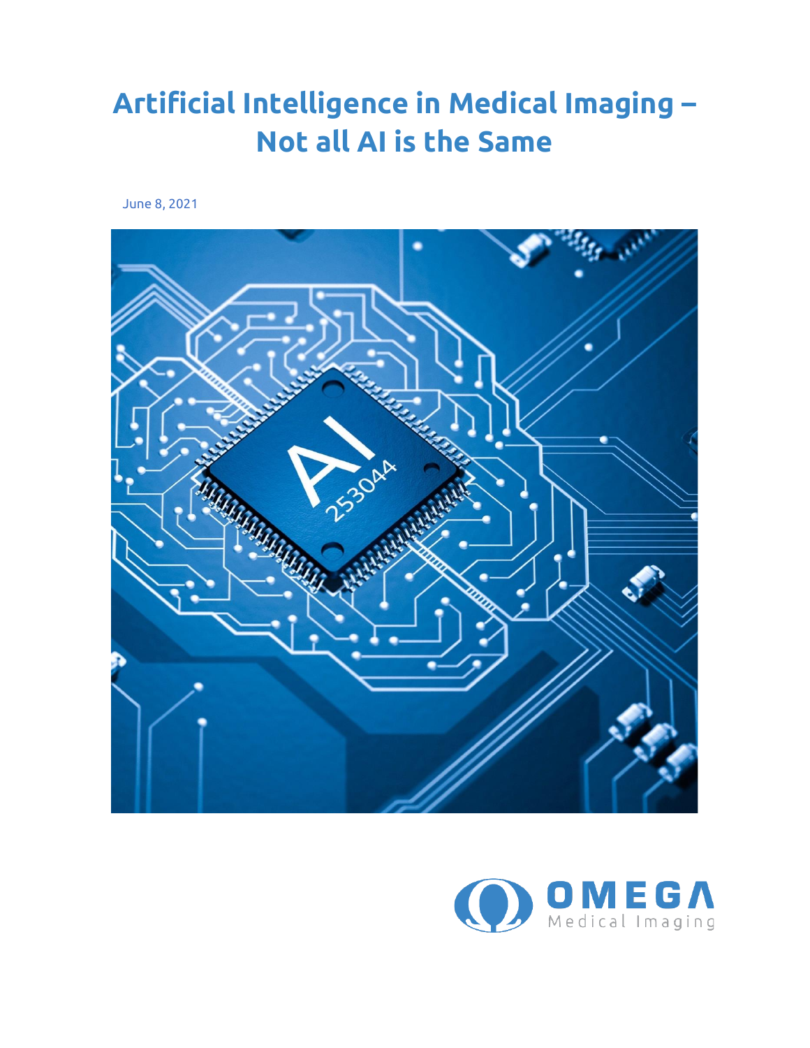# Artificial Intelligence in Medical Imaging – Not all AI is the Same

June 8, 2021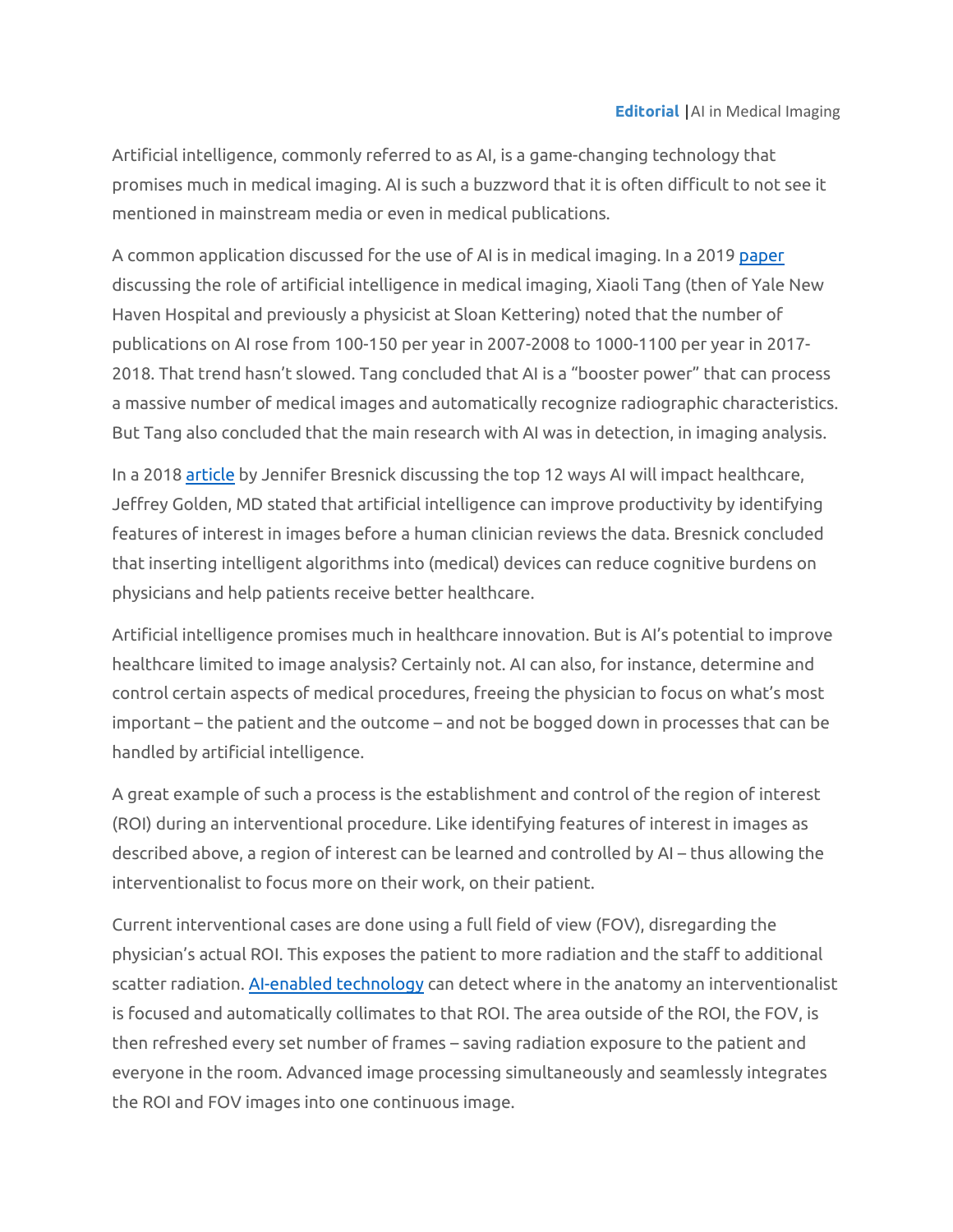Artificial intelligence, commonly referred to as AI, is a game-changing technology that promises much in medical imaging. AI is such a buzzword that it is often difficult to not see it mentioned in mainstream media or even in medical publications.

A common application discussed for the use of AI is in medical imaging. In a 2019 [paper](#) discussing the role of artificial intelligence in medical imaging, Xiaoli Tang (then of Yale New Haven Hospital and previously a physicist at Sloan Kettering) noted that the number of publications on AI rose from 100-150 per year in 2007-2008 to 1000-1100 per year in 2017-2018. That trend hasn't slowed. Tang concluded that AI is a "booster power" that can process a massive number of medical images and automatically recognize radiographic characteristics. But Tang also concluded that the main research with AI was in detection, in imaging analysis.

In a 2018 [article](#) by Jennifer Bresnick discussing the top 12 ways AI will impact healthcare, Jeffrey Golden, MD stated that artificial intelligence can improve productivity by identifying features of interest in images before a human clinician reviews the data. Bresnick concluded that inserting intelligent algorithms into (medical) devices can reduce cognitive burdens on physicians and help patients receive better healthcare.

Artificial intelligence promises much in healthcare innovation. But is AI's potential to improve healthcare limited to image analysis? Certainly not. AI can also, for instance, determine and control certain aspects of medical procedures, freeing the physician to focus on what's most important – the patient and the outcome – and not be bogged down in processes that can be handled by artificial intelligence.

A great example of such a process is the establishment and control of the region of interest (ROI) during an interventional procedure. Like identifying features of interest in images as described above, a region of interest can be learned and controlled by AI – thus allowing the interventionalist to focus more on their work, on their patient.

Current interventional cases are done using a full field of view (FOV), disregarding the physician's actual ROI. This exposes the patient to more radiation and the staff to additional scatter radiation. [AI-enabled technology](#) can detect where in the anatomy an interventionalist is focused and automatically collimates to that ROI. The area outside of the ROI, the FOV, is then refreshed every set number of frames – saving radiation exposure to the patient and everyone in the room. Advanced image processing simultaneously and seamlessly integrates the ROI and FOV images into one continuous image.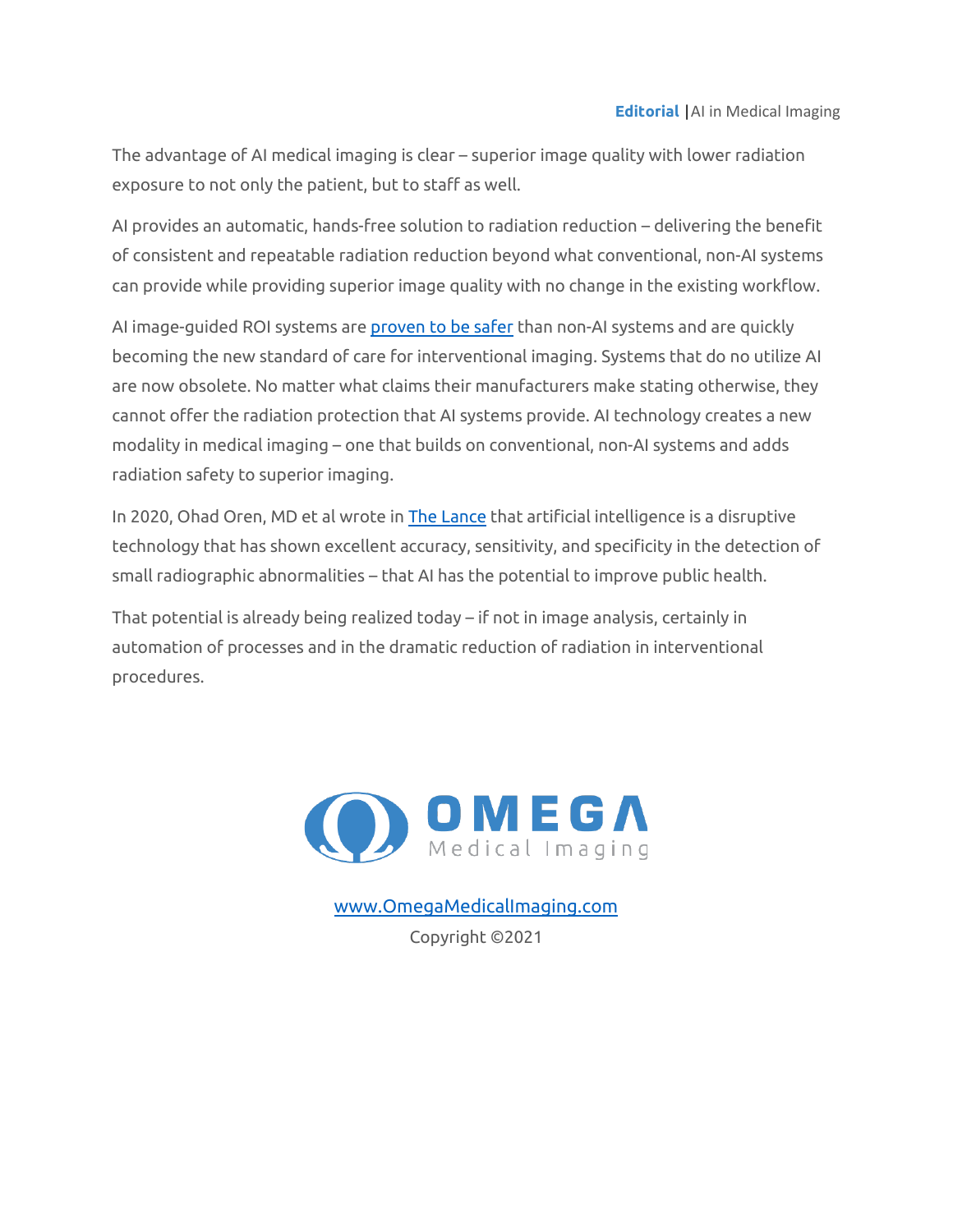The advantage of AI medical imaging is clear – superior image quality with lower radiation exposure to not only the patient, but to staff as well.

AI provides an automatic, hands-free solution to radiation reduction – delivering the benefit of consistent and repeatable radiation reduction beyond what conventional, non-AI systems can provide while providing superior image quality with no change in the existing workflow.

AI image-guided ROI systems are proven to be safer than non-AI systems and are quickly becoming the new standard of care for interventional imaging. Systems that do no utilize AI are now obsolete. No matter what claims their manufacturers make stating otherwise, they cannot offer the radiation protection that AI systems provide. AI technology creates a new modality in medical imaging – one that builds on conventional, non-AI systems and adds radiation safety to superior imaging.

In 2020, Ohad Oren, MD et al wrote in The Lance that artificial intelligence is a disruptive technology that has shown excellent accuracy, sensitivity, and specificity in the detection of small radiographic abnormalities – that AI has the potential to improve public health.

That potential is already being realized today – if not in image analysis, certainly in automation of processes and in the dramatic reduction of radiation in interventional procedures.

OMEGA Medical Imaging

www.OmegaMedicalImaging.com

Copyright ©2021